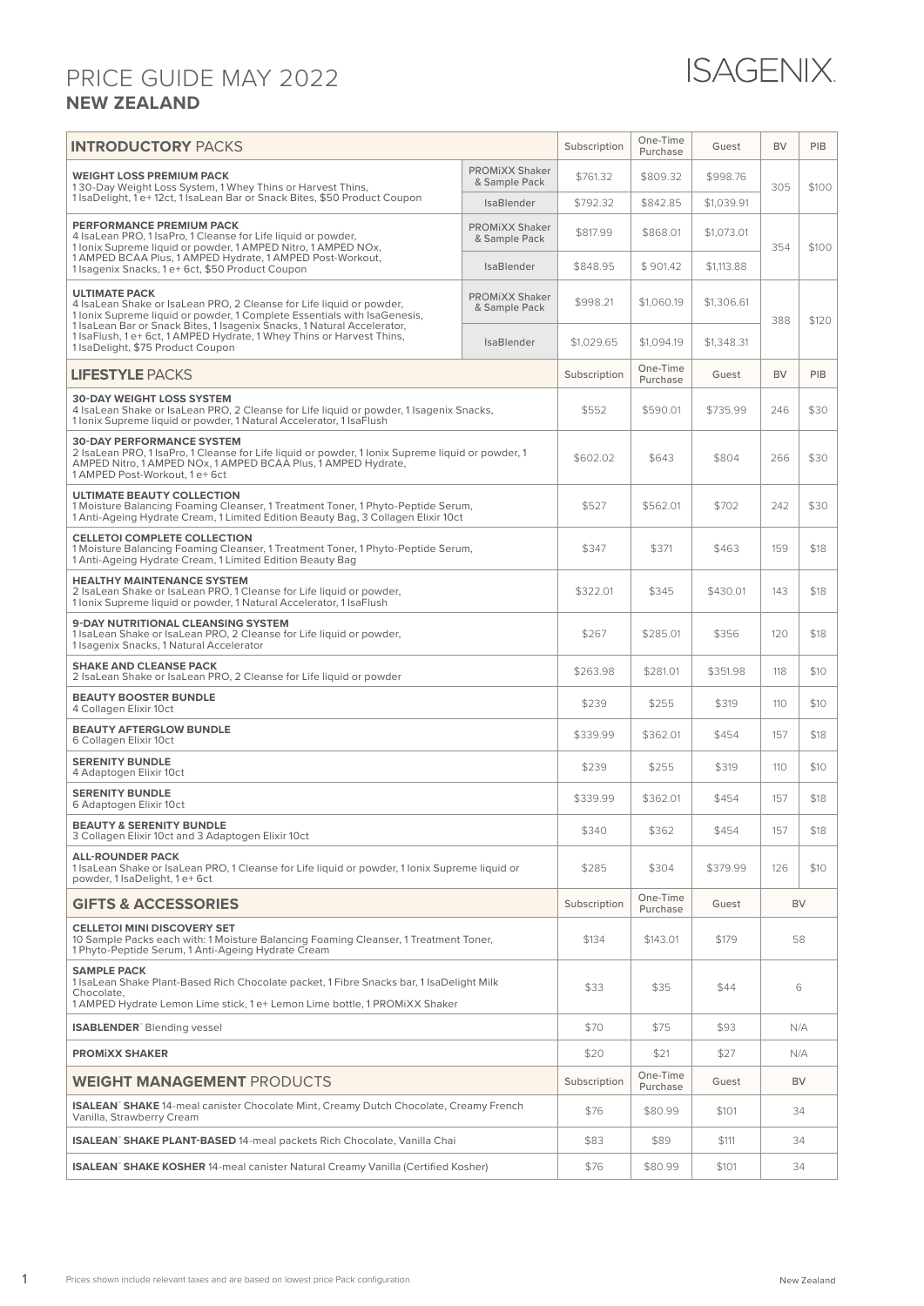# PRICE GUIDE MAY 2022

## NEW ZEALAND

ISAGENIX

| **INTRODUCTORY** PACKS | | Subscription | One-Time Purchase | Guest | BV | PIB |
|---|---|---|---|---|---|---|
| **WEIGHT LOSS PREMIUM PACK** 1 30-Day Weight Loss System, 1 Whey Thins or Harvest Thins, 1 IsaDelight, 1 e+ 12ct, 1 IsaLean Bar or Snack Bites, $50 Product Coupon | PROMiXX Shaker & Sample Pack | $761.32 | $809.32 | $998.76 | 305 | $100 |
| | IsaBlender | $792.32 | $842.85 | $1,039.91 | | |
| **PERFORMANCE PREMIUM PACK** 4 IsaLean PRO, 1 IsaPro, 1 Cleanse for Life liquid or powder, 1 Ionix Supreme liquid or powder, 1 AMPED Nitro, 1 AMPED NOx, 1 AMPED BCAA Plus, 1 AMPED Hydrate, 1 AMPED Post-Workout, 1 Isagenix Snacks, 1 e+ 6ct, $50 Product Coupon | PROMiXX Shaker & Sample Pack | $817.99 | $868.01 | $1,073.01 | 354 | $100 |
| | IsaBlender | $848.95 | $ 901.42 | $1,113.88 | | |
| **ULTIMATE PACK** 4 IsaLean Shake or IsaLean PRO, 2 Cleanse for Life liquid or powder, 1 Ionix Supreme liquid or powder, 1 Complete Essentials with IsaGenesis, 1 IsaLean Bar or Snack Bites, 1 Isagenix Snacks, 1 Natural Accelerator, 1 IsaFlush, 1 e+ 6ct, 1 AMPED Hydrate, 1 Whey Thins or Harvest Thins, 1 IsaDelight, $75 Product Coupon | PROMiXX Shaker & Sample Pack | $998.21 | $1,060.19 | $1,306.61 | 388 | $120 |
| | IsaBlender | $1,029.65 | $1,094.19 | $1,348.31 | | |

| **LIFESTYLE** PACKS | Subscription | One-Time Purchase | Guest | BV | PIB |
|---|---|---|---|---|---|
| **30-DAY WEIGHT LOSS SYSTEM** 4 IsaLean Shake or IsaLean PRO, 2 Cleanse for Life liquid or powder, 1 Isagenix Snacks, 1 Ionix Supreme liquid or powder, 1 Natural Accelerator, 1 IsaFlush | $552 | $590.01 | $735.99 | 246 | $30 |
| **30-DAY PERFORMANCE SYSTEM** 2 IsaLean PRO, 1 IsaPro, 1 Cleanse for Life liquid or powder, 1 Ionix Supreme liquid or powder, 1 AMPED Nitro, 1 AMPED NOx, 1 AMPED BCAA Plus, 1 AMPED Hydrate, 1 AMPED Post-Workout, 1 e+ 6ct | $602.02 | $643 | $804 | 266 | $30 |
| **ULTIMATE BEAUTY COLLECTION** 1 Moisture Balancing Foaming Cleanser, 1 Treatment Toner, 1 Phyto-Peptide Serum, 1 Anti-Ageing Hydrate Cream, 1 Limited Edition Beauty Bag, 3 Collagen Elixir 10ct | $527 | $562.01 | $702 | 242 | $30 |
| **CELLETOI COMPLETE COLLECTION** 1 Moisture Balancing Foaming Cleanser, 1 Treatment Toner, 1 Phyto-Peptide Serum, 1 Anti-Ageing Hydrate Cream, 1 Limited Edition Beauty Bag | $347 | $371 | $463 | 159 | $18 |
| **HEALTHY MAINTENANCE SYSTEM** 2 IsaLean Shake or IsaLean PRO, 1 Cleanse for Life liquid or powder, 1 Ionix Supreme liquid or powder, 1 Natural Accelerator, 1 IsaFlush | $322.01 | $345 | $430.01 | 143 | $18 |
| **9-DAY NUTRITIONAL CLEANSING SYSTEM** 1 IsaLean Shake or IsaLean PRO, 2 Cleanse for Life liquid or powder, 1 Isagenix Snacks, 1 Natural Accelerator | $267 | $285.01 | $356 | 120 | $18 |
| **SHAKE AND CLEANSE PACK** 2 IsaLean Shake or IsaLean PRO, 2 Cleanse for Life liquid or powder | $263.98 | $281.01 | $351.98 | 118 | $10 |
| **BEAUTY BOOSTER BUNDLE** 4 Collagen Elixir 10ct | $239 | $255 | $319 | 110 | $10 |
| **BEAUTY AFTERGLOW BUNDLE** 6 Collagen Elixir 10ct | $339.99 | $362.01 | $454 | 157 | $18 |
| **SERENITY BUNDLE** 4 Adaptogen Elixir 10ct | $239 | $255 | $319 | 110 | $10 |
| **SERENITY BUNDLE** 6 Adaptogen Elixir 10ct | $339.99 | $362.01 | $454 | 157 | $18 |
| **BEAUTY & SERENITY BUNDLE** 3 Collagen Elixir 10ct and 3 Adaptogen Elixir 10ct | $340 | $362 | $454 | 157 | $18 |
| **ALL-ROUNDER PACK** 1 IsaLean Shake or IsaLean PRO, 1 Cleanse for Life liquid or powder, 1 Ionix Supreme liquid or powder, 1 IsaDelight, 1 e+ 6ct | $285 | $304 | $379.99 | 126 | $10 |

| **GIFTS & ACCESSORIES** | Subscription | One-Time Purchase | Guest | BV |
|---|---|---|---|---|
| **CELLETOI MINI DISCOVERY SET** 10 Sample Packs each with: 1 Moisture Balancing Foaming Cleanser, 1 Treatment Toner, 1 Phyto-Peptide Serum, 1 Anti-Ageing Hydrate Cream | $134 | $143.01 | $179 | 58 |
| **SAMPLE PACK** 1 IsaLean Shake Plant-Based Rich Chocolate packet, 1 Fibre Snacks bar, 1 IsaDelight Milk Chocolate, 1 AMPED Hydrate Lemon Lime stick, 1 e+ Lemon Lime bottle, 1 PROMiXX Shaker | $33 | $35 | $44 | 6 |
| **ISABLENDER™** Blending vessel | $70 | $75 | $93 | N/A |
| **PROMiXX SHAKER** | $20 | $21 | $27 | N/A |

| **WEIGHT MANAGEMENT** PRODUCTS | Subscription | One-Time Purchase | Guest | BV |
|---|---|---|---|---|
| **ISALEAN™ SHAKE** 14-meal canister Chocolate Mint, Creamy Dutch Chocolate, Creamy French Vanilla, Strawberry Cream | $76 | $80.99 | $101 | 34 |
| **ISALEAN™ SHAKE PLANT-BASED** 14-meal packets Rich Chocolate, Vanilla Chai | $83 | $89 | $111 | 34 |
| **ISALEAN™ SHAKE KOSHER** 14-meal canister Natural Creamy Vanilla (Certified Kosher) | $76 | $80.99 | $101 | 34 |

Prices shown include relevant taxes and are based on lowest price Pack configuration.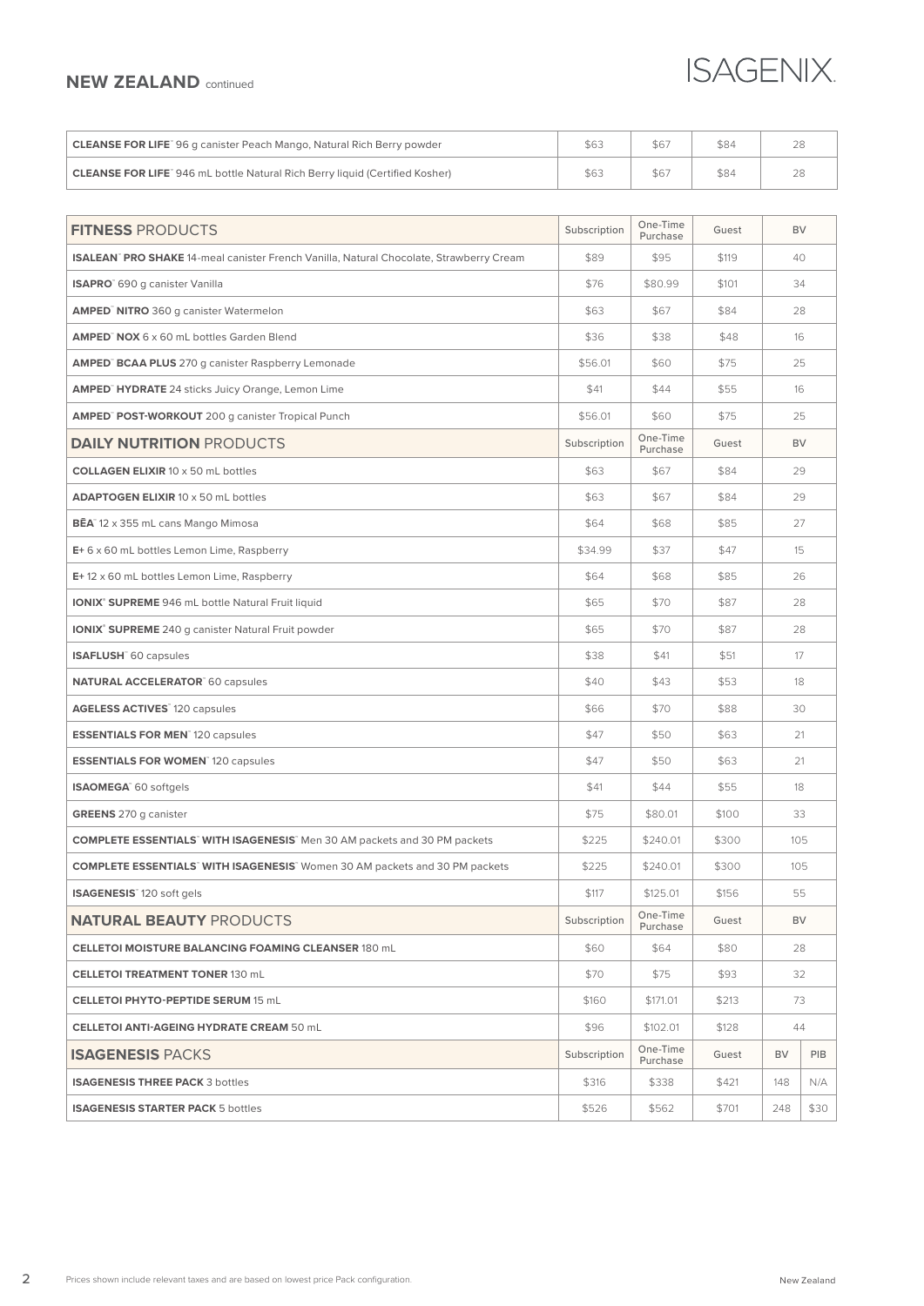## NEW ZEALAND continued

| | | | | |
|---|---|---|---|---|
| **CLEANSE FOR LIFE™** 96 g canister Peach Mango, Natural Rich Berry powder | $63 | $67 | $84 | 28 |
| **CLEANSE FOR LIFE™** 946 mL bottle Natural Rich Berry liquid (Certified Kosher) | $63 | $67 | $84 | 28 |

| **FITNESS** PRODUCTS | Subscription | One-Time Purchase | Guest | BV | |
|---|---|---|---|---|---|
| **ISALEAN™ PRO SHAKE** 14-meal canister French Vanilla, Natural Chocolate, Strawberry Cream | $89 | $95 | $119 | 40 | |
| **ISAPRO™** 690 g canister Vanilla | $76 | $80.99 | $101 | 34 | |
| **AMPED™ NITRO** 360 g canister Watermelon | $63 | $67 | $84 | 28 | |
| **AMPED™ NOX** 6 x 60 mL bottles Garden Blend | $36 | $38 | $48 | 16 | |
| **AMPED™ BCAA PLUS** 270 g canister Raspberry Lemonade | $56.01 | $60 | $75 | 25 | |
| **AMPED™ HYDRATE** 24 sticks Juicy Orange, Lemon Lime | $41 | $44 | $55 | 16 | |
| **AMPED™ POST-WORKOUT** 200 g canister Tropical Punch | $56.01 | $60 | $75 | 25 | |
| **DAILY NUTRITION** PRODUCTS | Subscription | One-Time Purchase | Guest | BV | |
| **COLLAGEN ELIXIR** 10 x 50 mL bottles | $63 | $67 | $84 | 29 | |
| **ADAPTOGEN ELIXIR** 10 x 50 mL bottles | $63 | $67 | $84 | 29 | |
| **BĒA™** 12 x 355 mL cans Mango Mimosa | $64 | $68 | $85 | 27 | |
| **E+** 6 x 60 mL bottles Lemon Lime, Raspberry | $34.99 | $37 | $47 | 15 | |
| **E+** 12 x 60 mL bottles Lemon Lime, Raspberry | $64 | $68 | $85 | 26 | |
| **IONIX® SUPREME** 946 mL bottle Natural Fruit liquid | $65 | $70 | $87 | 28 | |
| **IONIX® SUPREME** 240 g canister Natural Fruit powder | $65 | $70 | $87 | 28 | |
| **ISAFLUSH™** 60 capsules | $38 | $41 | $51 | 17 | |
| **NATURAL ACCELERATOR™** 60 capsules | $40 | $43 | $53 | 18 | |
| **AGELESS ACTIVES™** 120 capsules | $66 | $70 | $88 | 30 | |
| **ESSENTIALS FOR MEN™** 120 capsules | $47 | $50 | $63 | 21 | |
| **ESSENTIALS FOR WOMEN™** 120 capsules | $47 | $50 | $63 | 21 | |
| **ISAOMEGA™** 60 softgels | $41 | $44 | $55 | 18 | |
| **GREENS** 270 g canister | $75 | $80.01 | $100 | 33 | |
| **COMPLETE ESSENTIALS™ WITH ISAGENESIS™** Men 30 AM packets and 30 PM packets | $225 | $240.01 | $300 | 105 | |
| **COMPLETE ESSENTIALS™ WITH ISAGENESIS™** Women 30 AM packets and 30 PM packets | $225 | $240.01 | $300 | 105 | |
| **ISAGENESIS™** 120 soft gels | $117 | $125.01 | $156 | 55 | |
| **NATURAL BEAUTY** PRODUCTS | Subscription | One-Time Purchase | Guest | BV | |
| **CELLETOI MOISTURE BALANCING FOAMING CLEANSER** 180 mL | $60 | $64 | $80 | 28 | |
| **CELLETOI TREATMENT TONER** 130 mL | $70 | $75 | $93 | 32 | |
| **CELLETOI PHYTO-PEPTIDE SERUM** 15 mL | $160 | $171.01 | $213 | 73 | |
| **CELLETOI ANTI-AGEING HYDRATE CREAM** 50 mL | $96 | $102.01 | $128 | 44 | |
| **ISAGENESIS** PACKS | Subscription | One-Time Purchase | Guest | BV | PIB |
| **ISAGENESIS THREE PACK** 3 bottles | $316 | $338 | $421 | 148 | N/A |
| **ISAGENESIS STARTER PACK** 5 bottles | $526 | $562 | $701 | 248 | $30 |

Prices shown include relevant taxes and are based on lowest price Pack configuration.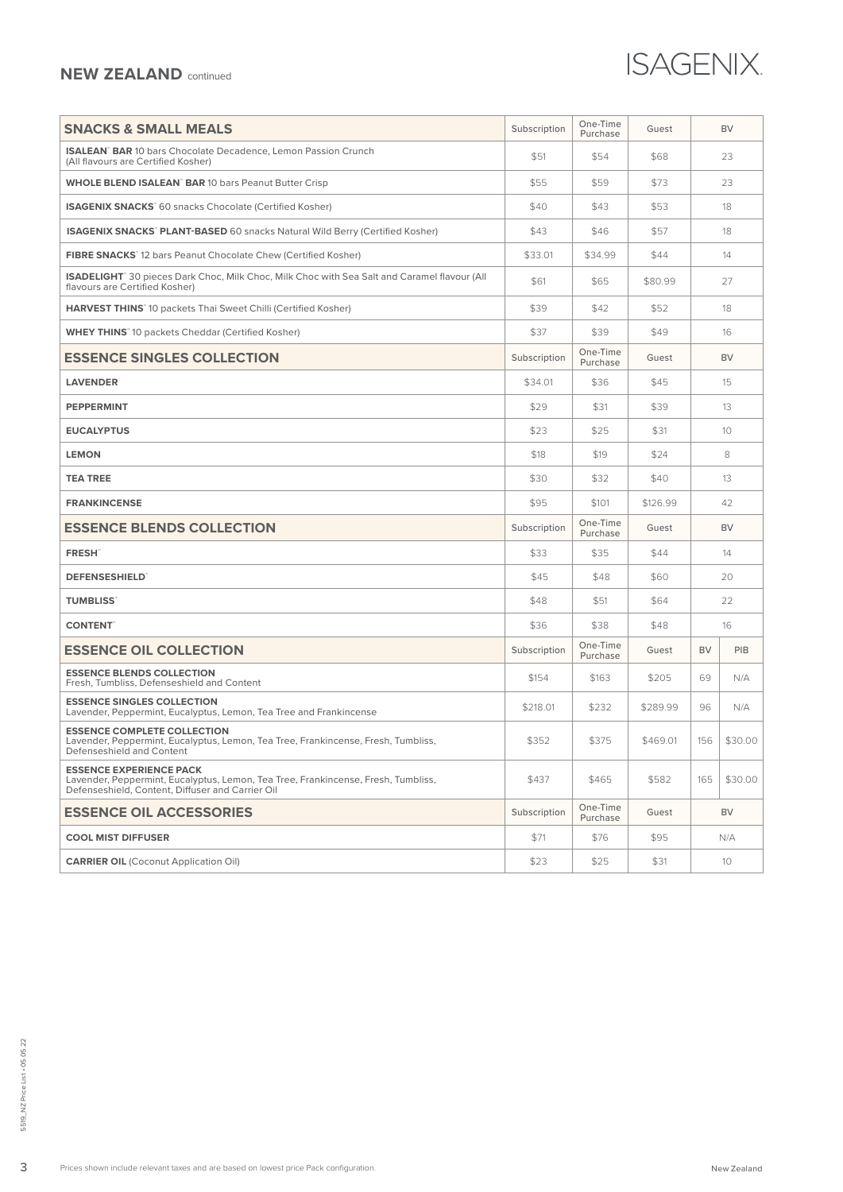## NEW ZEALAND continued

| SNACKS & SMALL MEALS | Subscription | One-Time Purchase | Guest | BV | |
|---|---|---|---|---|---|
| **ISALEAN™ BAR** 10 bars Chocolate Decadence, Lemon Passion Crunch (All flavours are Certified Kosher) | $51 | $54 | $68 | 23 | |
| **WHOLE BLEND ISALEAN™ BAR** 10 bars Peanut Butter Crisp | $55 | $59 | $73 | 23 | |
| **ISAGENIX SNACKS™** 60 snacks Chocolate (Certified Kosher) | $40 | $43 | $53 | 18 | |
| **ISAGENIX SNACKS™ PLANT-BASED** 60 snacks Natural Wild Berry (Certified Kosher) | $43 | $46 | $57 | 18 | |
| **FIBRE SNACKS™** 12 bars Peanut Chocolate Chew (Certified Kosher) | $33.01 | $34.99 | $44 | 14 | |
| **ISADELIGHT™** 30 pieces Dark Choc, Milk Choc, Milk Choc with Sea Salt and Caramel flavour (All flavours are Certified Kosher) | $61 | $65 | $80.99 | 27 | |
| **HARVEST THINS™** 10 packets Thai Sweet Chilli (Certified Kosher) | $39 | $42 | $52 | 18 | |
| **WHEY THINS™** 10 packets Cheddar (Certified Kosher) | $37 | $39 | $49 | 16 | |
| **ESSENCE SINGLES COLLECTION** | **Subscription** | **One-Time Purchase** | **Guest** | **BV** | |
| **LAVENDER** | $34.01 | $36 | $45 | 15 | |
| **PEPPERMINT** | $29 | $31 | $39 | 13 | |
| **EUCALYPTUS** | $23 | $25 | $31 | 10 | |
| **LEMON** | $18 | $19 | $24 | 8 | |
| **TEA TREE** | $30 | $32 | $40 | 13 | |
| **FRANKINCENSE** | $95 | $101 | $126.99 | 42 | |
| **ESSENCE BLENDS COLLECTION** | **Subscription** | **One-Time Purchase** | **Guest** | **BV** | |
| **FRESH™** | $33 | $35 | $44 | 14 | |
| **DEFENSESHIELD™** | $45 | $48 | $60 | 20 | |
| **TUMBLISS™** | $48 | $51 | $64 | 22 | |
| **CONTENT™** | $36 | $38 | $48 | 16 | |
| **ESSENCE OIL COLLECTION** | **Subscription** | **One-Time Purchase** | **Guest** | **BV** | **PIB** |
| **ESSENCE BLENDS COLLECTION** Fresh, Tumbliss, Defenseshield and Content | $154 | $163 | $205 | 69 | N/A |
| **ESSENCE SINGLES COLLECTION** Lavender, Peppermint, Eucalyptus, Lemon, Tea Tree and Frankincense | $218.01 | $232 | $289.99 | 96 | N/A |
| **ESSENCE COMPLETE COLLECTION** Lavender, Peppermint, Eucalyptus, Lemon, Tea Tree, Frankincense, Fresh, Tumbliss, Defenseshield and Content | $352 | $375 | $469.01 | 156 | $30.00 |
| **ESSENCE EXPERIENCE PACK** Lavender, Peppermint, Eucalyptus, Lemon, Tea Tree, Frankincense, Fresh, Tumbliss, Defenseshield, Content, Diffuser and Carrier Oil | $437 | $465 | $582 | 165 | $30.00 |
| **ESSENCE OIL ACCESSORIES** | **Subscription** | **One-Time Purchase** | **Guest** | **BV** | |
| **COOL MIST DIFFUSER** | $71 | $76 | $95 | N/A | |
| **CARRIER OIL** (Coconut Application Oil) | $23 | $25 | $31 | 10 | |

Prices shown include relevant taxes and are based on lowest price Pack configuration.

5519_NZ Price List • 05.05.22